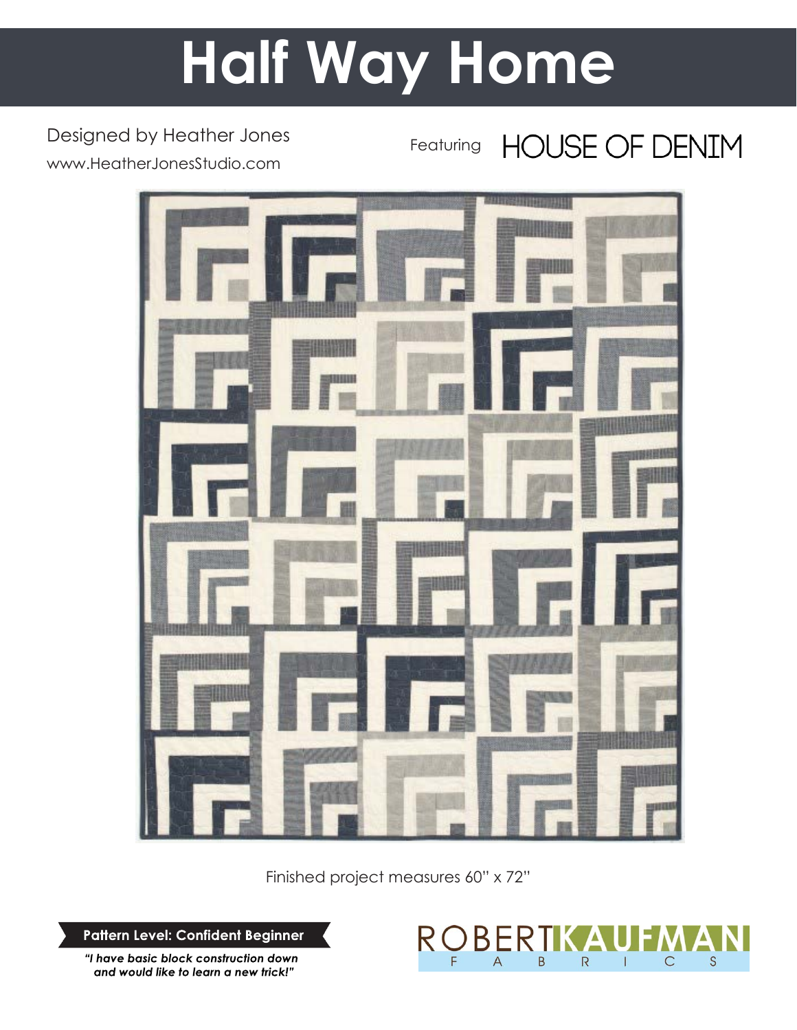# Half Way Home

Designed by Heather Jones
www.HeatherJonesStudio.com

Featuring HOUSE OF DENIM

Finished project measures 60" x 72"

**Pattern Level: Confident Beginner**

***"I have basic block construction down and would like to learn a new trick!"***

ROBERT KAUFMAN FABRICS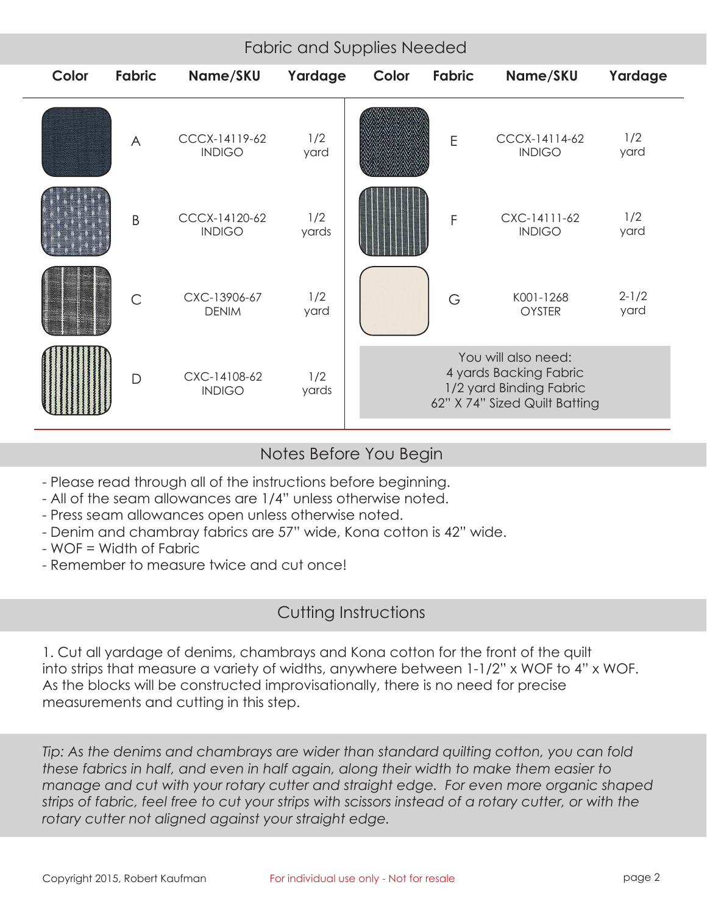## Fabric and Supplies Needed

| Color | Fabric | Name/SKU | Yardage | Color | Fabric | Name/SKU | Yardage |
|---|---|---|---|---|---|---|---|
| | A | CCCX-14119-62 INDIGO | 1/2 yard | | E | CCCX-14114-62 INDIGO | 1/2 yard |
| | B | CCCX-14120-62 INDIGO | 1/2 yards | | F | CXC-14111-62 INDIGO | 1/2 yard |
| | C | CXC-13906-67 DENIM | 1/2 yard | | G | K001-1268 OYSTER | 2-1/2 yard |
| | D | CXC-14108-62 INDIGO | 1/2 yards | | | | |

You will also need:
4 yards Backing Fabric
1/2 yard Binding Fabric
62" X 74" Sized Quilt Batting

## Notes Before You Begin

- Please read through all of the instructions before beginning.
- All of the seam allowances are 1/4" unless otherwise noted.
- Press seam allowances open unless otherwise noted.
- Denim and chambray fabrics are 57" wide, Kona cotton is 42" wide.
- WOF = Width of Fabric
- Remember to measure twice and cut once!

## Cutting Instructions

1. Cut all yardage of denims, chambrays and Kona cotton for the front of the quilt into strips that measure a variety of widths, anywhere between 1-1/2" x WOF to 4" x WOF. As the blocks will be constructed improvisationally, there is no need for precise measurements and cutting in this step.

*Tip: As the denims and chambrays are wider than standard quilting cotton, you can fold these fabrics in half, and even in half again, along their width to make them easier to manage and cut with your rotary cutter and straight edge. For even more organic shaped strips of fabric, feel free to cut your strips with scissors instead of a rotary cutter, or with the rotary cutter not aligned against your straight edge.*

Copyright 2015, Robert Kaufman    For individual use only - Not for resale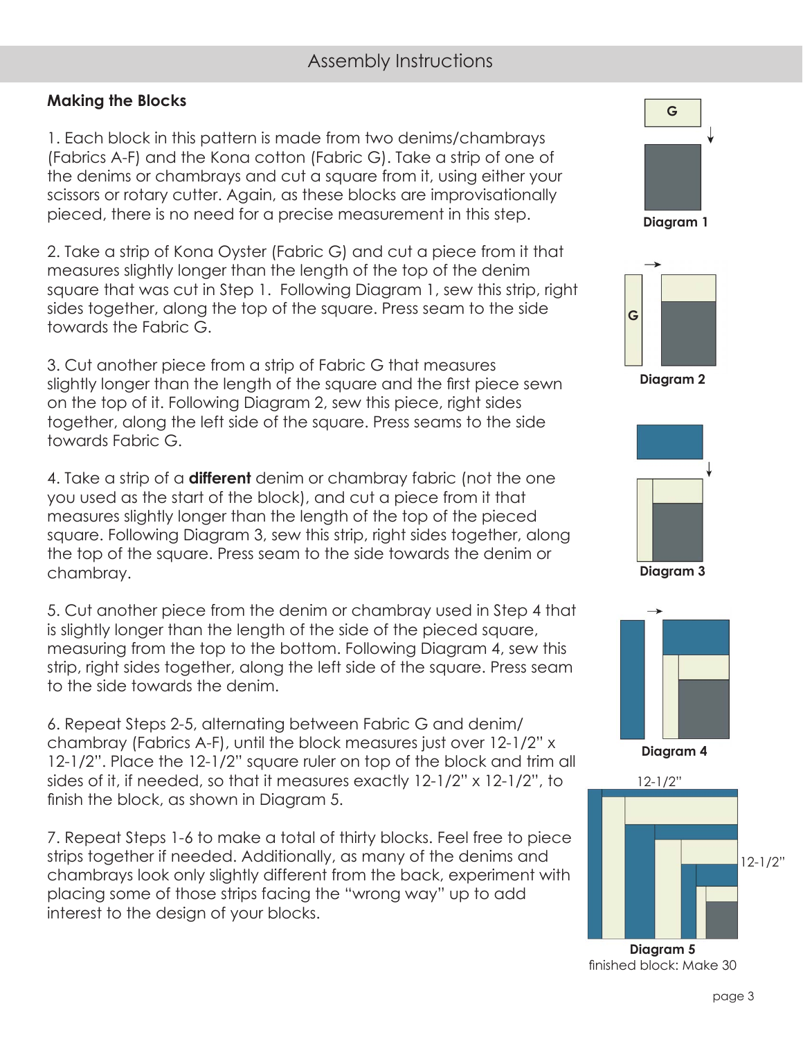## Assembly Instructions

### Making the Blocks

1. Each block in this pattern is made from two denims/chambrays (Fabrics A-F) and the Kona cotton (Fabric G). Take a strip of one of the denims or chambrays and cut a square from it, using either your scissors or rotary cutter. Again, as these blocks are improvisationally pieced, there is no need for a precise measurement in this step.

2. Take a strip of Kona Oyster (Fabric G) and cut a piece from it that measures slightly longer than the length of the top of the denim square that was cut in Step 1. Following Diagram 1, sew this strip, right sides together, along the top of the square. Press seam to the side towards the Fabric G.

3. Cut another piece from a strip of Fabric G that measures slightly longer than the length of the square and the first piece sewn on the top of it. Following Diagram 2, sew this piece, right sides together, along the left side of the square. Press seams to the side towards Fabric G.

4. Take a strip of a **different** denim or chambray fabric (not the one you used as the start of the block), and cut a piece from it that measures slightly longer than the length of the top of the pieced square. Following Diagram 3, sew this strip, right sides together, along the top of the square. Press seam to the side towards the denim or chambray.

5. Cut another piece from the denim or chambray used in Step 4 that is slightly longer than the length of the side of the pieced square, measuring from the top to the bottom. Following Diagram 4, sew this strip, right sides together, along the left side of the square. Press seam to the side towards the denim.

6. Repeat Steps 2-5, alternating between Fabric G and denim/chambray (Fabrics A-F), until the block measures just over 12-1/2" x 12-1/2". Place the 12-1/2" square ruler on top of the block and trim all sides of it, if needed, so that it measures exactly 12-1/2" x 12-1/2", to finish the block, as shown in Diagram 5.

7. Repeat Steps 1-6 to make a total of thirty blocks. Feel free to piece strips together if needed. Additionally, as many of the denims and chambrays look only slightly different from the back, experiment with placing some of those strips facing the "wrong way" up to add interest to the design of your blocks.

G

Diagram 1

G

Diagram 2

Diagram 3

Diagram 4

12-1/2"

12-1/2"

Diagram 5

finished block: Make 30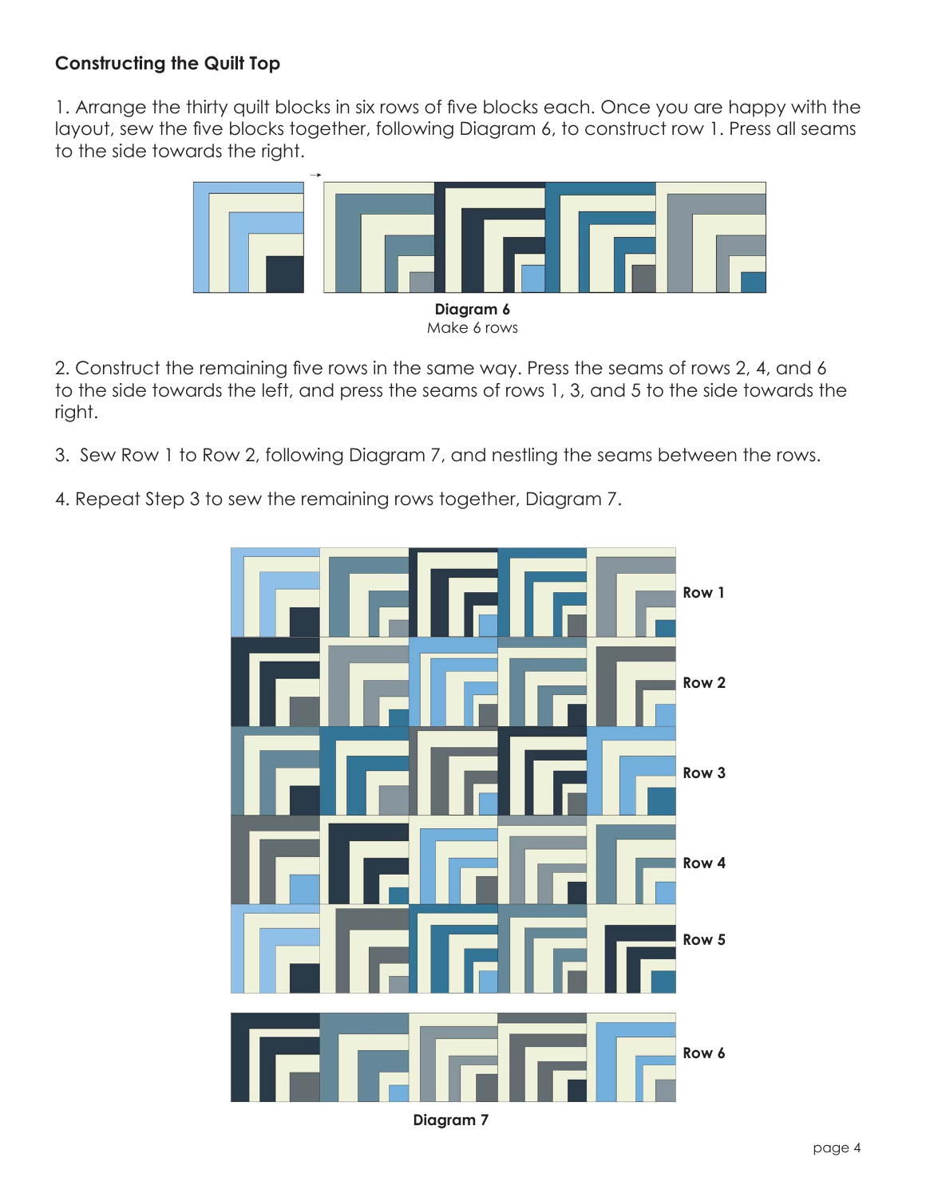### Constructing the Quilt Top

1. Arrange the thirty quilt blocks in six rows of five blocks each. Once you are happy with the layout, sew the five blocks together, following Diagram 6, to construct row 1. Press all seams to the side towards the right.

**Diagram 6**
Make 6 rows

2. Construct the remaining five rows in the same way. Press the seams of rows 2, 4, and 6 to the side towards the left, and press the seams of rows 1, 3, and 5 to the side towards the right.

3. Sew Row 1 to Row 2, following Diagram 7, and nestling the seams between the rows.

4. Repeat Step 3 to sew the remaining rows together, Diagram 7.

Row 1

Row 2

Row 3

Row 4

Row 5

Row 6

**Diagram 7**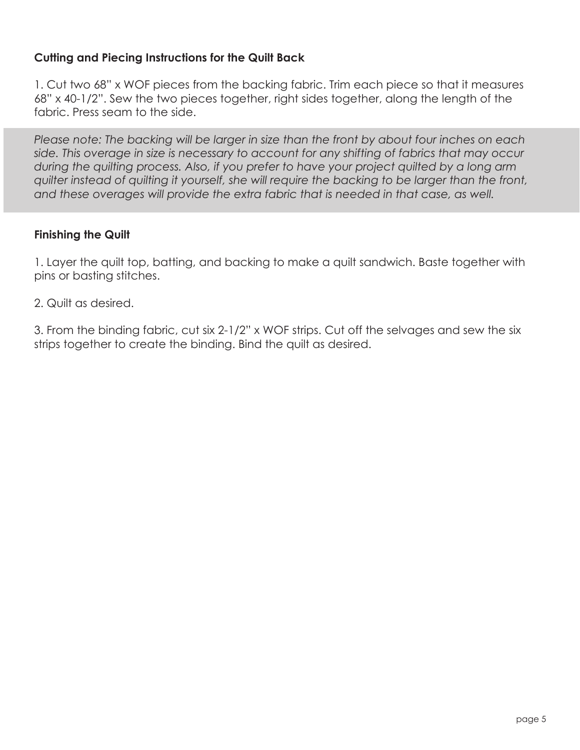**Cutting and Piecing Instructions for the Quilt Back**

1. Cut two 68" x WOF pieces from the backing fabric. Trim each piece so that it measures 68" x 40-1/2". Sew the two pieces together, right sides together, along the length of the fabric. Press seam to the side.

*Please note: The backing will be larger in size than the front by about four inches on each side. This overage in size is necessary to account for any shifting of fabrics that may occur during the quilting process. Also, if you prefer to have your project quilted by a long arm quilter instead of quilting it yourself, she will require the backing to be larger than the front, and these overages will provide the extra fabric that is needed in that case, as well.*

**Finishing the Quilt**

1. Layer the quilt top, batting, and backing to make a quilt sandwich. Baste together with pins or basting stitches.

2. Quilt as desired.

3. From the binding fabric, cut six 2-1/2" x WOF strips. Cut off the selvages and sew the six strips together to create the binding. Bind the quilt as desired.